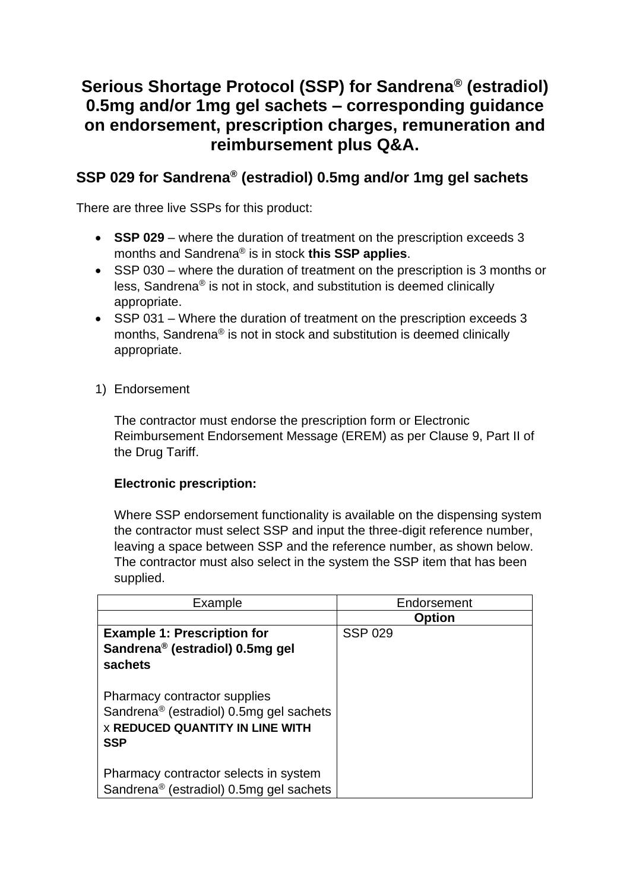# Serious Shortage Protocol (SSP) for Sandrena® (estradiol) 0.5mg and/or 1mg gel sachets – corresponding guidance on endorsement, prescription charges, remuneration and reimbursement plus Q&A.

## SSP 029 for Sandrena® (estradiol) 0.5mg and/or 1mg gel sachets

There are three live SSPs for this product:

- **SSP 029** – where the duration of treatment on the prescription exceeds 3 months and Sandrena® is in stock **this SSP applies**.
- SSP 030 – where the duration of treatment on the prescription is 3 months or less, Sandrena® is not in stock, and substitution is deemed clinically appropriate.
- SSP 031 – Where the duration of treatment on the prescription exceeds 3 months, Sandrena® is not in stock and substitution is deemed clinically appropriate.

1) Endorsement

   The contractor must endorse the prescription form or Electronic Reimbursement Endorsement Message (EREM) as per Clause 9, Part II of the Drug Tariff.

   **Electronic prescription:**

   Where SSP endorsement functionality is available on the dispensing system the contractor must select SSP and input the three-digit reference number, leaving a space between SSP and the reference number, as shown below. The contractor must also select in the system the SSP item that has been supplied.

| Example | Endorsement |
|---|---|
| | **Option** |
| **Example 1: Prescription for Sandrena® (estradiol) 0.5mg gel sachets**<br><br>Pharmacy contractor supplies Sandrena® (estradiol) 0.5mg gel sachets x **REDUCED QUANTITY IN LINE WITH SSP**<br><br>Pharmacy contractor selects in system Sandrena® (estradiol) 0.5mg gel sachets | SSP 029 |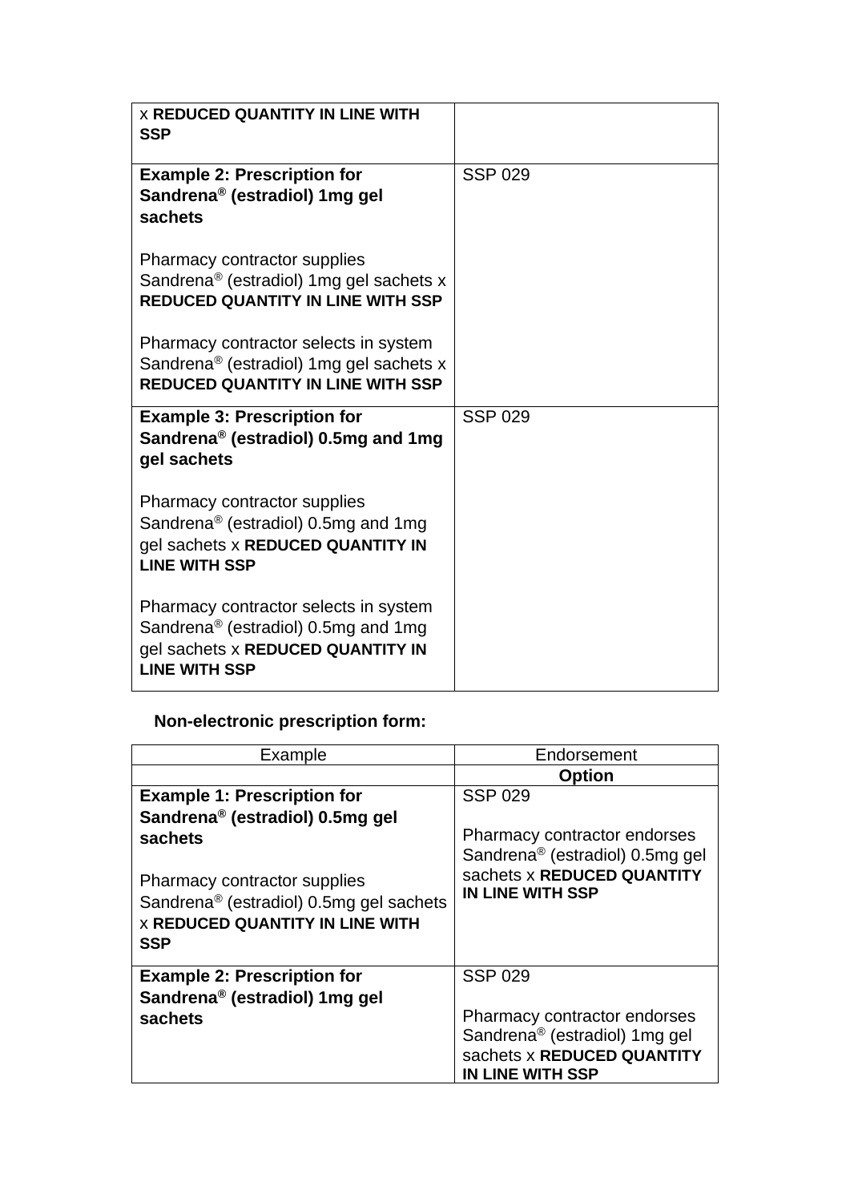| | |
|---|---|
| x **REDUCED QUANTITY IN LINE WITH SSP** | |
| **Example 2: Prescription for Sandrena® (estradiol) 1mg gel sachets**<br><br>Pharmacy contractor supplies Sandrena® (estradiol) 1mg gel sachets x **REDUCED QUANTITY IN LINE WITH SSP**<br><br>Pharmacy contractor selects in system Sandrena® (estradiol) 1mg gel sachets x **REDUCED QUANTITY IN LINE WITH SSP** | SSP 029 |
| **Example 3: Prescription for Sandrena® (estradiol) 0.5mg and 1mg gel sachets**<br><br>Pharmacy contractor supplies Sandrena® (estradiol) 0.5mg and 1mg gel sachets x **REDUCED QUANTITY IN LINE WITH SSP**<br><br>Pharmacy contractor selects in system Sandrena® (estradiol) 0.5mg and 1mg gel sachets x **REDUCED QUANTITY IN LINE WITH SSP** | SSP 029 |

**Non-electronic prescription form:**

| Example | Endorsement |
|---|---|
| | **Option** |
| **Example 1: Prescription for Sandrena® (estradiol) 0.5mg gel sachets**<br><br>Pharmacy contractor supplies Sandrena® (estradiol) 0.5mg gel sachets x **REDUCED QUANTITY IN LINE WITH SSP** | SSP 029<br><br>Pharmacy contractor endorses Sandrena® (estradiol) 0.5mg gel sachets x **REDUCED QUANTITY IN LINE WITH SSP** |
| **Example 2: Prescription for Sandrena® (estradiol) 1mg gel sachets** | SSP 029<br><br>Pharmacy contractor endorses Sandrena® (estradiol) 1mg gel sachets x **REDUCED QUANTITY IN LINE WITH SSP** |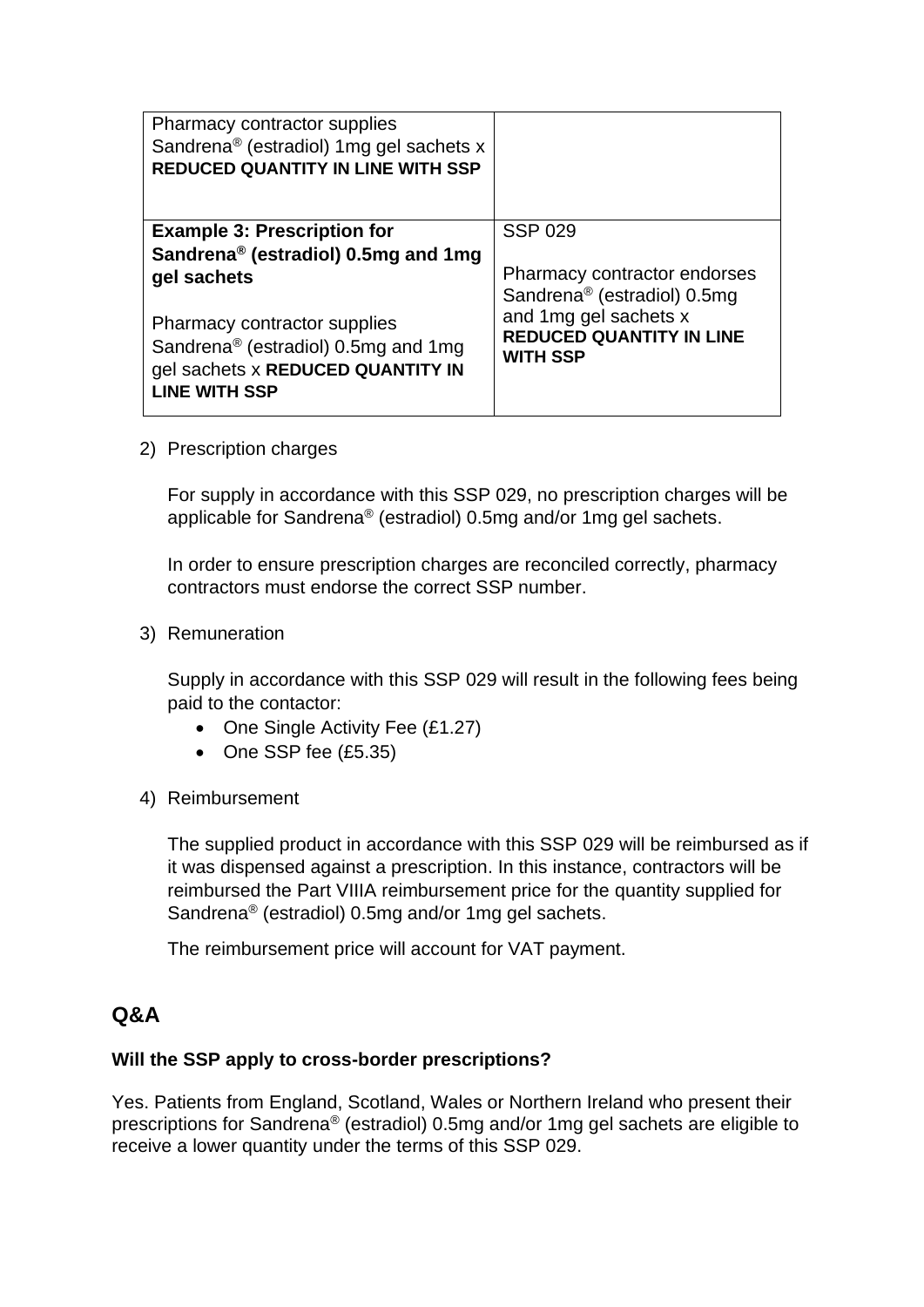| | |
|---|---|
| Pharmacy contractor supplies Sandrena® (estradiol) 1mg gel sachets x **REDUCED QUANTITY IN LINE WITH SSP** | |
| **Example 3: Prescription for Sandrena® (estradiol) 0.5mg and 1mg gel sachets**<br><br>Pharmacy contractor supplies Sandrena® (estradiol) 0.5mg and 1mg gel sachets x **REDUCED QUANTITY IN LINE WITH SSP** | SSP 029<br><br>Pharmacy contractor endorses Sandrena® (estradiol) 0.5mg and 1mg gel sachets x **REDUCED QUANTITY IN LINE WITH SSP** |

2) Prescription charges

   For supply in accordance with this SSP 029, no prescription charges will be applicable for Sandrena® (estradiol) 0.5mg and/or 1mg gel sachets.

   In order to ensure prescription charges are reconciled correctly, pharmacy contractors must endorse the correct SSP number.

3) Remuneration

   Supply in accordance with this SSP 029 will result in the following fees being paid to the contactor:
   - One Single Activity Fee (£1.27)
   - One SSP fee (£5.35)

4) Reimbursement

   The supplied product in accordance with this SSP 029 will be reimbursed as if it was dispensed against a prescription. In this instance, contractors will be reimbursed the Part VIIIA reimbursement price for the quantity supplied for Sandrena® (estradiol) 0.5mg and/or 1mg gel sachets.

   The reimbursement price will account for VAT payment.

## Q&A

**Will the SSP apply to cross-border prescriptions?**

Yes. Patients from England, Scotland, Wales or Northern Ireland who present their prescriptions for Sandrena® (estradiol) 0.5mg and/or 1mg gel sachets are eligible to receive a lower quantity under the terms of this SSP 029.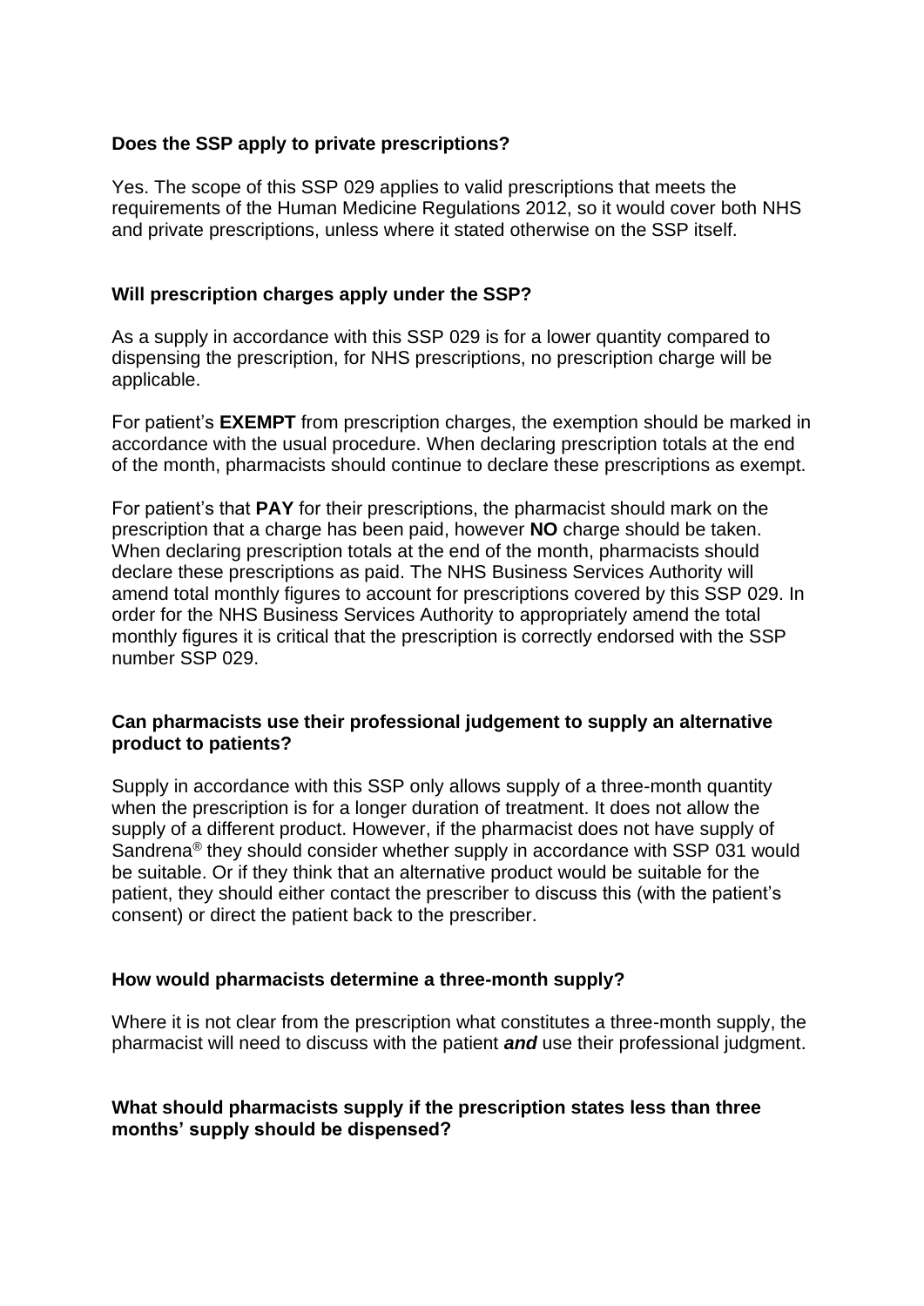**Does the SSP apply to private prescriptions?**

Yes. The scope of this SSP 029 applies to valid prescriptions that meets the requirements of the Human Medicine Regulations 2012, so it would cover both NHS and private prescriptions, unless where it stated otherwise on the SSP itself.

**Will prescription charges apply under the SSP?**

As a supply in accordance with this SSP 029 is for a lower quantity compared to dispensing the prescription, for NHS prescriptions, no prescription charge will be applicable.

For patient's **EXEMPT** from prescription charges, the exemption should be marked in accordance with the usual procedure. When declaring prescription totals at the end of the month, pharmacists should continue to declare these prescriptions as exempt.

For patient's that **PAY** for their prescriptions, the pharmacist should mark on the prescription that a charge has been paid, however **NO** charge should be taken. When declaring prescription totals at the end of the month, pharmacists should declare these prescriptions as paid. The NHS Business Services Authority will amend total monthly figures to account for prescriptions covered by this SSP 029. In order for the NHS Business Services Authority to appropriately amend the total monthly figures it is critical that the prescription is correctly endorsed with the SSP number SSP 029.

**Can pharmacists use their professional judgement to supply an alternative product to patients?**

Supply in accordance with this SSP only allows supply of a three-month quantity when the prescription is for a longer duration of treatment. It does not allow the supply of a different product. However, if the pharmacist does not have supply of Sandrena® they should consider whether supply in accordance with SSP 031 would be suitable. Or if they think that an alternative product would be suitable for the patient, they should either contact the prescriber to discuss this (with the patient's consent) or direct the patient back to the prescriber.

**How would pharmacists determine a three-month supply?**

Where it is not clear from the prescription what constitutes a three-month supply, the pharmacist will need to discuss with the patient ***and*** use their professional judgment.

**What should pharmacists supply if the prescription states less than three months' supply should be dispensed?**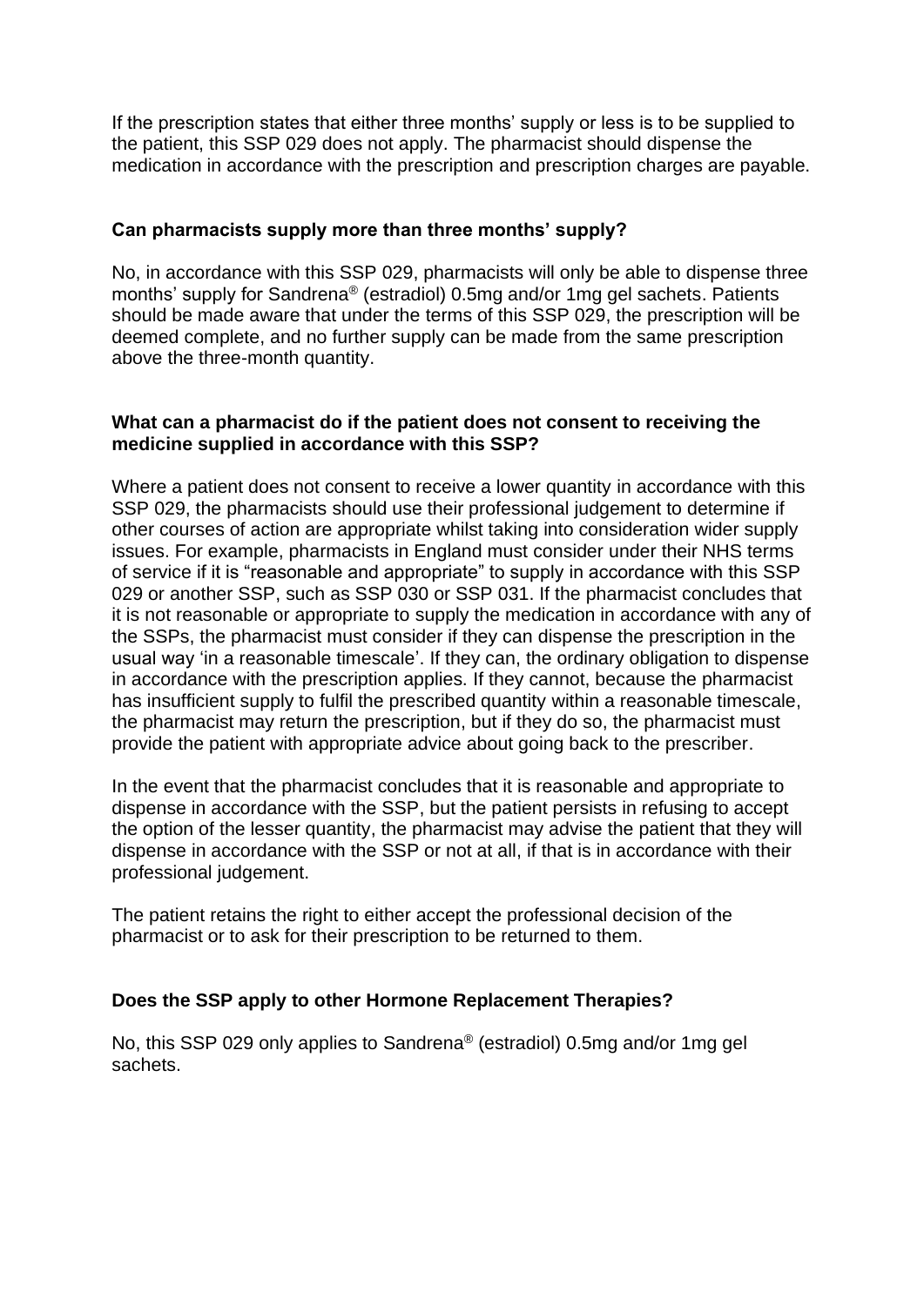If the prescription states that either three months' supply or less is to be supplied to the patient, this SSP 029 does not apply. The pharmacist should dispense the medication in accordance with the prescription and prescription charges are payable.

**Can pharmacists supply more than three months' supply?**

No, in accordance with this SSP 029, pharmacists will only be able to dispense three months' supply for Sandrena® (estradiol) 0.5mg and/or 1mg gel sachets. Patients should be made aware that under the terms of this SSP 029, the prescription will be deemed complete, and no further supply can be made from the same prescription above the three-month quantity.

**What can a pharmacist do if the patient does not consent to receiving the medicine supplied in accordance with this SSP?**

Where a patient does not consent to receive a lower quantity in accordance with this SSP 029, the pharmacists should use their professional judgement to determine if other courses of action are appropriate whilst taking into consideration wider supply issues. For example, pharmacists in England must consider under their NHS terms of service if it is "reasonable and appropriate" to supply in accordance with this SSP 029 or another SSP, such as SSP 030 or SSP 031. If the pharmacist concludes that it is not reasonable or appropriate to supply the medication in accordance with any of the SSPs, the pharmacist must consider if they can dispense the prescription in the usual way 'in a reasonable timescale'. If they can, the ordinary obligation to dispense in accordance with the prescription applies. If they cannot, because the pharmacist has insufficient supply to fulfil the prescribed quantity within a reasonable timescale, the pharmacist may return the prescription, but if they do so, the pharmacist must provide the patient with appropriate advice about going back to the prescriber.

In the event that the pharmacist concludes that it is reasonable and appropriate to dispense in accordance with the SSP, but the patient persists in refusing to accept the option of the lesser quantity, the pharmacist may advise the patient that they will dispense in accordance with the SSP or not at all, if that is in accordance with their professional judgement.

The patient retains the right to either accept the professional decision of the pharmacist or to ask for their prescription to be returned to them.

**Does the SSP apply to other Hormone Replacement Therapies?**

No, this SSP 029 only applies to Sandrena® (estradiol) 0.5mg and/or 1mg gel sachets.